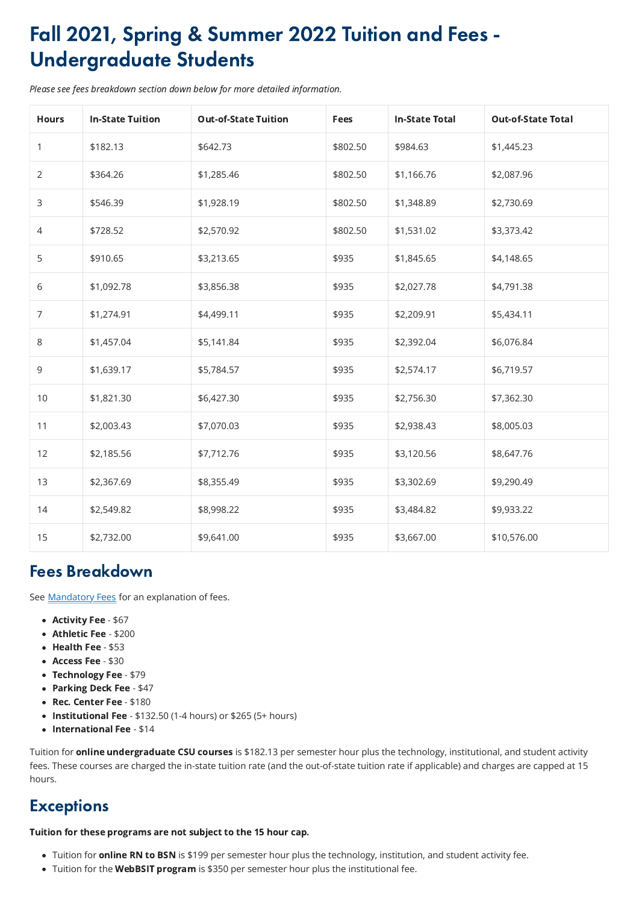# Fall 2021, Spring & Summer 2022 Tuition and Fees - Undergraduate Students

*Please see fees breakdown section down below for more detailed information.*

| Hours | In-State Tuition | Out-of-State Tuition | Fees | In-State Total | Out-of-State Total |
|---|---|---|---|---|---|
| 1 | $182.13 | $642.73 | $802.50 | $984.63 | $1,445.23 |
| 2 | $364.26 | $1,285.46 | $802.50 | $1,166.76 | $2,087.96 |
| 3 | $546.39 | $1,928.19 | $802.50 | $1,348.89 | $2,730.69 |
| 4 | $728.52 | $2,570.92 | $802.50 | $1,531.02 | $3,373.42 |
| 5 | $910.65 | $3,213.65 | $935 | $1,845.65 | $4,148.65 |
| 6 | $1,092.78 | $3,856.38 | $935 | $2,027.78 | $4,791.38 |
| 7 | $1,274.91 | $4,499.11 | $935 | $2,209.91 | $5,434.11 |
| 8 | $1,457.04 | $5,141.84 | $935 | $2,392.04 | $6,076.84 |
| 9 | $1,639.17 | $5,784.57 | $935 | $2,574.17 | $6,719.57 |
| 10 | $1,821.30 | $6,427.30 | $935 | $2,756.30 | $7,362.30 |
| 11 | $2,003.43 | $7,070.03 | $935 | $2,938.43 | $8,005.03 |
| 12 | $2,185.56 | $7,712.76 | $935 | $3,120.56 | $8,647.76 |
| 13 | $2,367.69 | $8,355.49 | $935 | $3,302.69 | $9,290.49 |
| 14 | $2,549.82 | $8,998.22 | $935 | $3,484.82 | $9,933.22 |
| 15 | $2,732.00 | $9,641.00 | $935 | $3,667.00 | $10,576.00 |

## Fees Breakdown

See Mandatory Fees for an explanation of fees.

- **Activity Fee** - $67
- **Athletic Fee** - $200
- **Health Fee** - $53
- **Access Fee** - $30
- **Technology Fee** - $79
- **Parking Deck Fee** - $47
- **Rec. Center Fee** - $180
- **Institutional Fee** - $132.50 (1-4 hours) or $265 (5+ hours)
- **International Fee** - $14

Tuition for **online undergraduate CSU courses** is $182.13 per semester hour plus the technology, institutional, and student activity fees. These courses are charged the in-state tuition rate (and the out-of-state tuition rate if applicable) and charges are capped at 15 hours.

## Exceptions

**Tuition for these programs are not subject to the 15 hour cap.**

- Tuition for **online RN to BSN** is $199 per semester hour plus the technology, institution, and student activity fee.
- Tuition for the **WebBSIT program** is $350 per semester hour plus the institutional fee.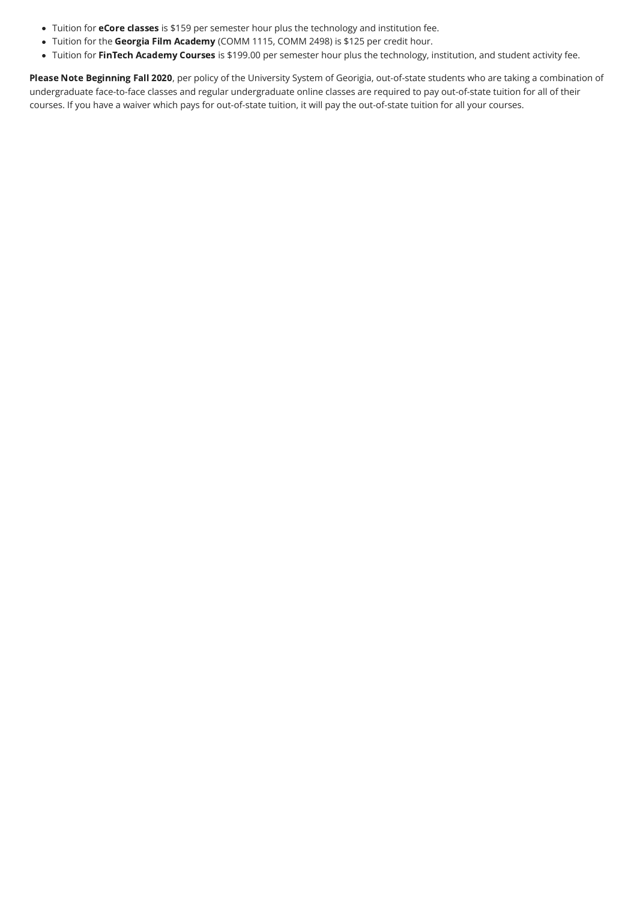- Tuition for **eCore classes** is $159 per semester hour plus the technology and institution fee.
- Tuition for the **Georgia Film Academy** (COMM 1115, COMM 2498) is $125 per credit hour.
- Tuition for **FinTech Academy Courses** is $199.00 per semester hour plus the technology, institution, and student activity fee.

**Please Note Beginning Fall 2020**, per policy of the University System of Georigia, out-of-state students who are taking a combination of undergraduate face-to-face classes and regular undergraduate online classes are required to pay out-of-state tuition for all of their courses. If you have a waiver which pays for out-of-state tuition, it will pay the out-of-state tuition for all your courses.